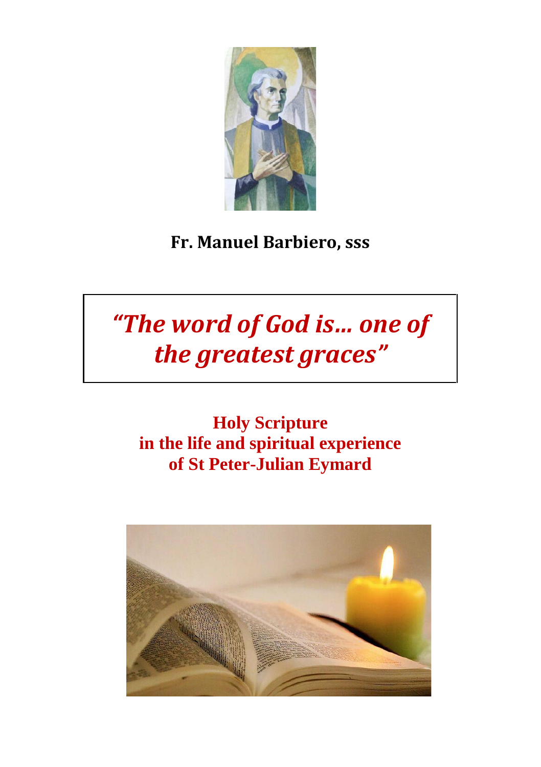**Fr. Manuel Barbiero, sss**

# *“The word of God is... one of the greatest graces”*

## Holy Scripture in the life and spiritual experience of St Peter-Julian Eymard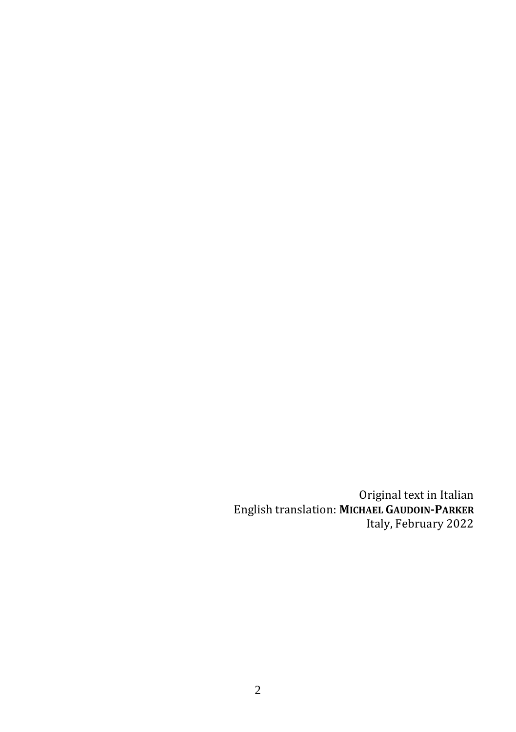Original text in Italian
English translation: **MICHAEL GAUDOIN-PARKER**
Italy, February 2022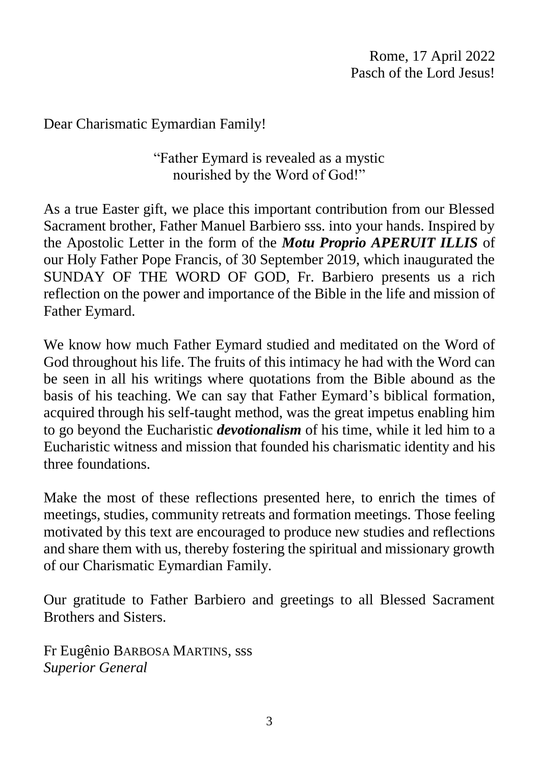Rome, 17 April 2022
Pasch of the Lord Jesus!

Dear Charismatic Eymardian Family!

"Father Eymard is revealed as a mystic
nourished by the Word of God!"

As a true Easter gift, we place this important contribution from our Blessed Sacrament brother, Father Manuel Barbiero sss. into your hands. Inspired by the Apostolic Letter in the form of the ***Motu Proprio APERUIT ILLIS*** of our Holy Father Pope Francis, of 30 September 2019, which inaugurated the SUNDAY OF THE WORD OF GOD, Fr. Barbiero presents us a rich reflection on the power and importance of the Bible in the life and mission of Father Eymard.

We know how much Father Eymard studied and meditated on the Word of God throughout his life. The fruits of this intimacy he had with the Word can be seen in all his writings where quotations from the Bible abound as the basis of his teaching. We can say that Father Eymard's biblical formation, acquired through his self-taught method, was the great impetus enabling him to go beyond the Eucharistic ***devotionalism*** of his time, while it led him to a Eucharistic witness and mission that founded his charismatic identity and his three foundations.

Make the most of these reflections presented here, to enrich the times of meetings, studies, community retreats and formation meetings. Those feeling motivated by this text are encouraged to produce new studies and reflections and share them with us, thereby fostering the spiritual and missionary growth of our Charismatic Eymardian Family.

Our gratitude to Father Barbiero and greetings to all Blessed Sacrament Brothers and Sisters.

Fr Eugênio BARBOSA MARTINS, SSS
*Superior General*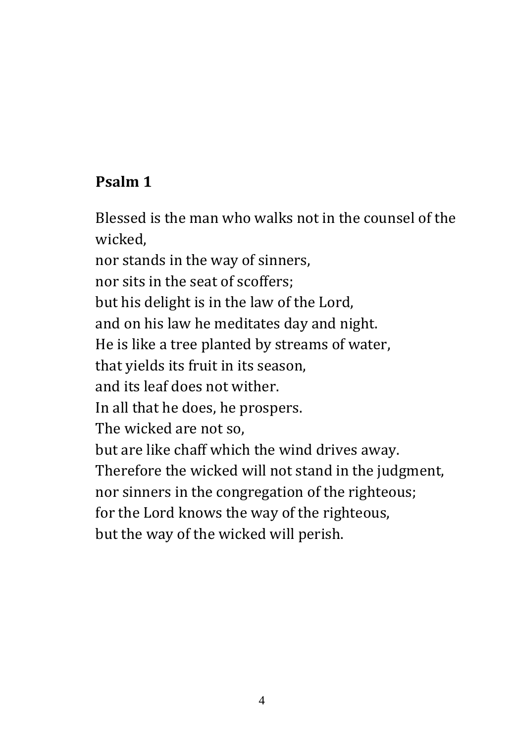## Psalm 1

Blessed is the man who walks not in the counsel of the wicked,
nor stands in the way of sinners,
nor sits in the seat of scoffers;
but his delight is in the law of the Lord,
and on his law he meditates day and night.
He is like a tree planted by streams of water,
that yields its fruit in its season,
and its leaf does not wither.
In all that he does, he prospers.
The wicked are not so,
but are like chaff which the wind drives away.
Therefore the wicked will not stand in the judgment,
nor sinners in the congregation of the righteous;
for the Lord knows the way of the righteous,
but the way of the wicked will perish.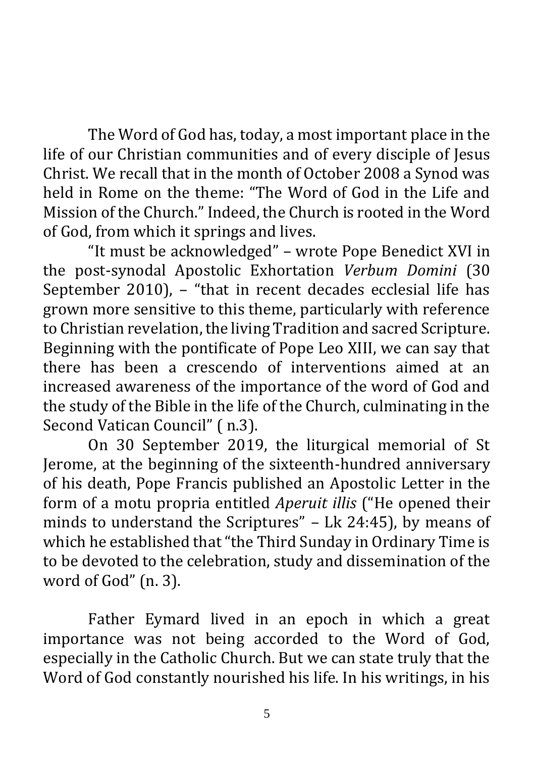The Word of God has, today, a most important place in the life of our Christian communities and of every disciple of Jesus Christ. We recall that in the month of October 2008 a Synod was held in Rome on the theme: "The Word of God in the Life and Mission of the Church." Indeed, the Church is rooted in the Word of God, from which it springs and lives.

"It must be acknowledged" – wrote Pope Benedict XVI in the post-synodal Apostolic Exhortation *Verbum Domini* (30 September 2010), – "that in recent decades ecclesial life has grown more sensitive to this theme, particularly with reference to Christian revelation, the living Tradition and sacred Scripture. Beginning with the pontificate of Pope Leo XIII, we can say that there has been a crescendo of interventions aimed at an increased awareness of the importance of the word of God and the study of the Bible in the life of the Church, culminating in the Second Vatican Council" ( n.3).

On 30 September 2019, the liturgical memorial of St Jerome, at the beginning of the sixteenth-hundred anniversary of his death, Pope Francis published an Apostolic Letter in the form of a motu propria entitled *Aperuit illis* ("He opened their minds to understand the Scriptures" – Lk 24:45), by means of which he established that "the Third Sunday in Ordinary Time is to be devoted to the celebration, study and dissemination of the word of God" (n. 3).

Father Eymard lived in an epoch in which a great importance was not being accorded to the Word of God, especially in the Catholic Church. But we can state truly that the Word of God constantly nourished his life. In his writings, in his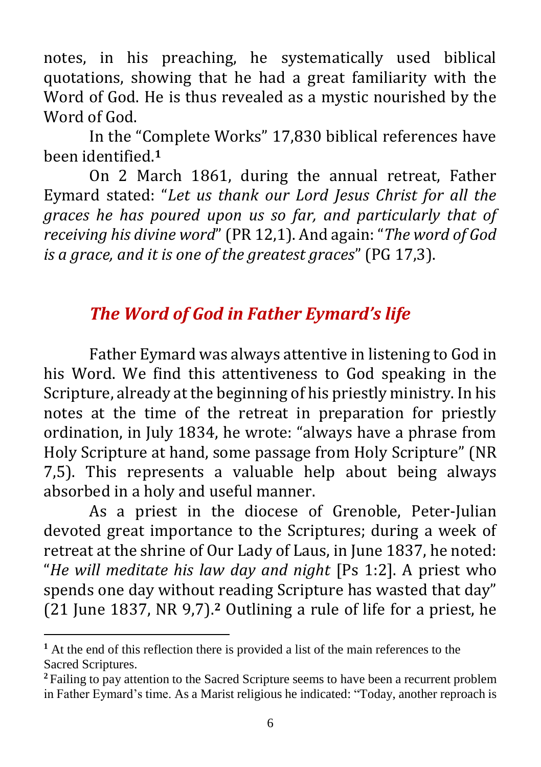notes, in his preaching, he systematically used biblical quotations, showing that he had a great familiarity with the Word of God. He is thus revealed as a mystic nourished by the Word of God.

In the "Complete Works" 17,830 biblical references have been identified.[1]

On 2 March 1861, during the annual retreat, Father Eymard stated: "*Let us thank our Lord Jesus Christ for all the graces he has poured upon us so far, and particularly that of receiving his divine word*" (PR 12,1). And again: "*The word of God is a grace, and it is one of the greatest graces*" (PG 17,3).

## *The Word of God in Father Eymard's life*

Father Eymard was always attentive in listening to God in his Word. We find this attentiveness to God speaking in the Scripture, already at the beginning of his priestly ministry. In his notes at the time of the retreat in preparation for priestly ordination, in July 1834, he wrote: "always have a phrase from Holy Scripture at hand, some passage from Holy Scripture" (NR 7,5). This represents a valuable help about being always absorbed in a holy and useful manner.

As a priest in the diocese of Grenoble, Peter-Julian devoted great importance to the Scriptures; during a week of retreat at the shrine of Our Lady of Laus, in June 1837, he noted: "*He will meditate his law day and night* [Ps 1:2]. A priest who spends one day without reading Scripture has wasted that day" (21 June 1837, NR 9,7).[2] Outlining a rule of life for a priest, he

---

[1] At the end of this reflection there is provided a list of the main references to the Sacred Scriptures.

[2] Failing to pay attention to the Sacred Scripture seems to have been a recurrent problem in Father Eymard's time. As a Marist religious he indicated: "Today, another reproach is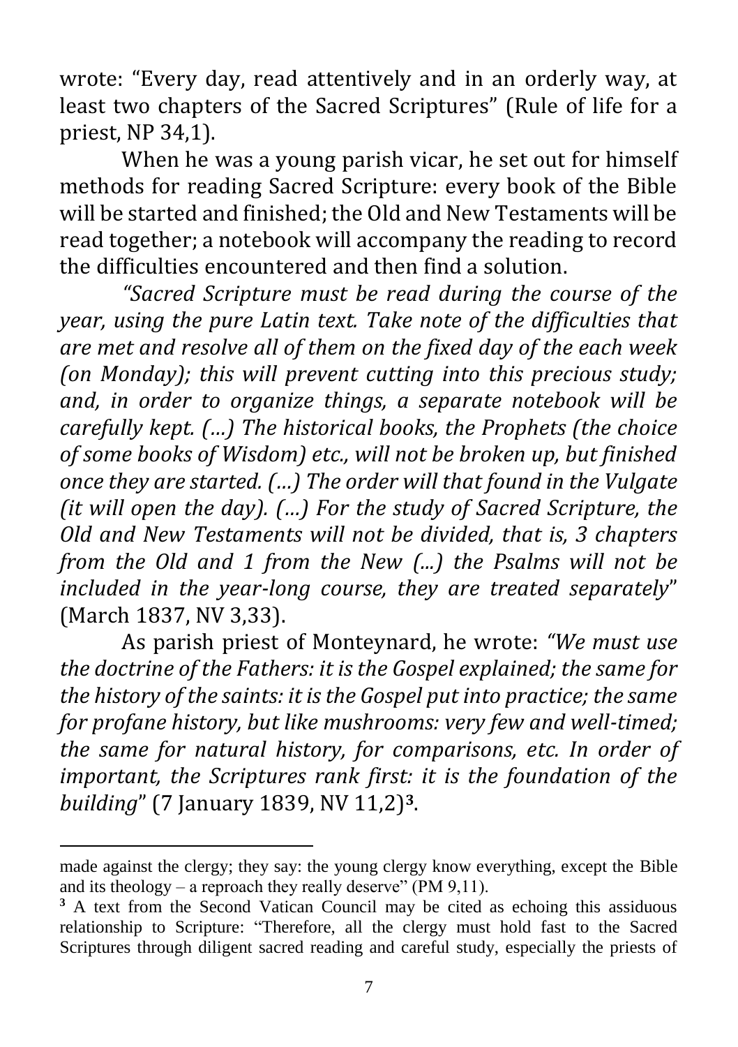wrote: "Every day, read attentively and in an orderly way, at least two chapters of the Sacred Scriptures" (Rule of life for a priest, NP 34,1).

When he was a young parish vicar, he set out for himself methods for reading Sacred Scripture: every book of the Bible will be started and finished; the Old and New Testaments will be read together; a notebook will accompany the reading to record the difficulties encountered and then find a solution.

*"Sacred Scripture must be read during the course of the year, using the pure Latin text. Take note of the difficulties that are met and resolve all of them on the fixed day of the each week (on Monday); this will prevent cutting into this precious study; and, in order to organize things, a separate notebook will be carefully kept. (…) The historical books, the Prophets (the choice of some books of Wisdom) etc., will not be broken up, but finished once they are started. (…) The order will that found in the Vulgate (it will open the day). (…) For the study of Sacred Scripture, the Old and New Testaments will not be divided, that is, 3 chapters from the Old and 1 from the New (...) the Psalms will not be included in the year-long course, they are treated separately*" (March 1837, NV 3,33).

As parish priest of Monteynard, he wrote: *"We must use the doctrine of the Fathers: it is the Gospel explained; the same for the history of the saints: it is the Gospel put into practice; the same for profane history, but like mushrooms: very few and well-timed; the same for natural history, for comparisons, etc. In order of important, the Scriptures rank first: it is the foundation of the building*" (7 January 1839, NV 11,2)[3].

---

made against the clergy; they say: the young clergy know everything, except the Bible and its theology – a reproach they really deserve" (PM 9,11).

[3] A text from the Second Vatican Council may be cited as echoing this assiduous relationship to Scripture: "Therefore, all the clergy must hold fast to the Sacred Scriptures through diligent sacred reading and careful study, especially the priests of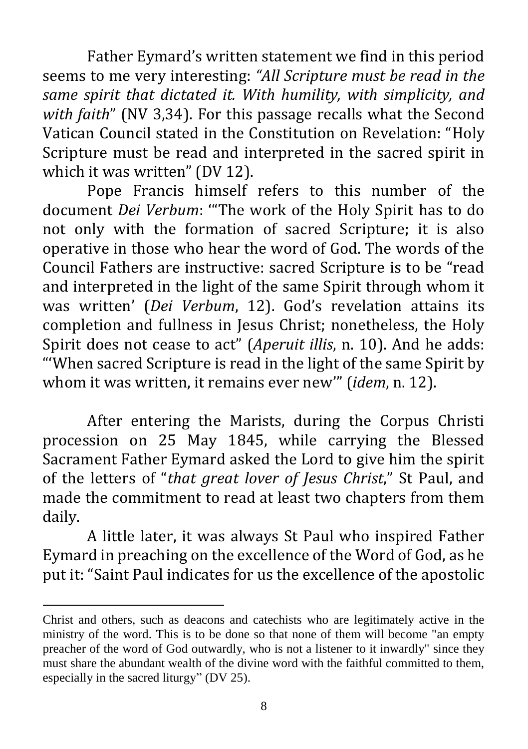Father Eymard's written statement we find in this period seems to me very interesting: *"All Scripture must be read in the same spirit that dictated it. With humility, with simplicity, and with faith*" (NV 3,34). For this passage recalls what the Second Vatican Council stated in the Constitution on Revelation: "Holy Scripture must be read and interpreted in the sacred spirit in which it was written" (DV 12).

Pope Francis himself refers to this number of the document *Dei Verbum*: '"The work of the Holy Spirit has to do not only with the formation of sacred Scripture; it is also operative in those who hear the word of God. The words of the Council Fathers are instructive: sacred Scripture is to be "read and interpreted in the light of the same Spirit through whom it was written' (*Dei Verbum*, 12). God's revelation attains its completion and fullness in Jesus Christ; nonetheless, the Holy Spirit does not cease to act" (*Aperuit illis*, n. 10). And he adds: "'When sacred Scripture is read in the light of the same Spirit by whom it was written, it remains ever new'" (*idem*, n. 12).

After entering the Marists, during the Corpus Christi procession on 25 May 1845, while carrying the Blessed Sacrament Father Eymard asked the Lord to give him the spirit of the letters of "*that great lover of Jesus Christ*," St Paul, and made the commitment to read at least two chapters from them daily.

A little later, it was always St Paul who inspired Father Eymard in preaching on the excellence of the Word of God, as he put it: "Saint Paul indicates for us the excellence of the apostolic

---

Christ and others, such as deacons and catechists who are legitimately active in the ministry of the word. This is to be done so that none of them will become "an empty preacher of the word of God outwardly, who is not a listener to it inwardly" since they must share the abundant wealth of the divine word with the faithful committed to them, especially in the sacred liturgy" (DV 25).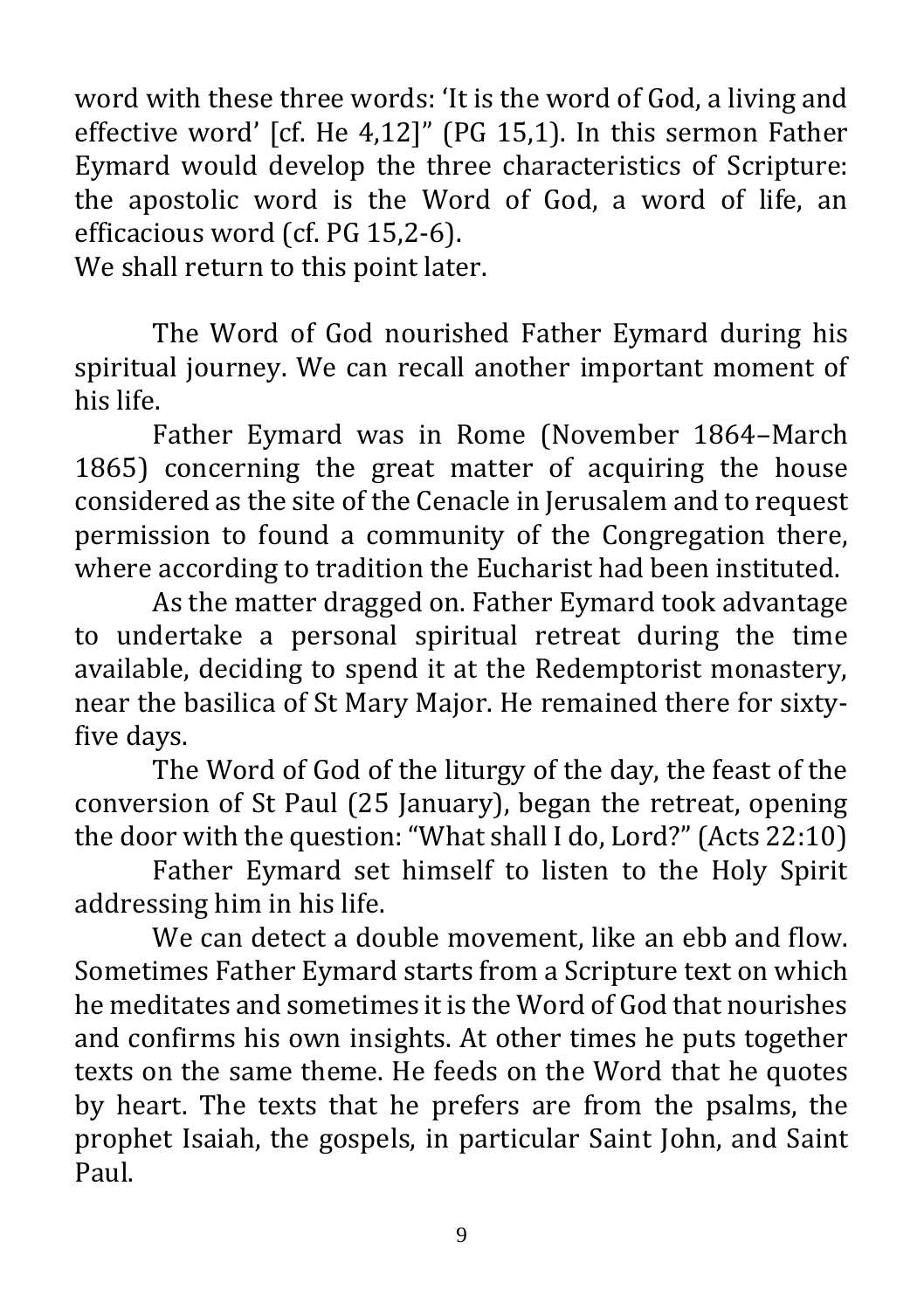word with these three words: 'It is the word of God, a living and effective word' [cf. He 4,12]" (PG 15,1). In this sermon Father Eymard would develop the three characteristics of Scripture: the apostolic word is the Word of God, a word of life, an efficacious word (cf. PG 15,2-6).
We shall return to this point later.

The Word of God nourished Father Eymard during his spiritual journey. We can recall another important moment of his life.

Father Eymard was in Rome (November 1864–March 1865) concerning the great matter of acquiring the house considered as the site of the Cenacle in Jerusalem and to request permission to found a community of the Congregation there, where according to tradition the Eucharist had been instituted.

As the matter dragged on. Father Eymard took advantage to undertake a personal spiritual retreat during the time available, deciding to spend it at the Redemptorist monastery, near the basilica of St Mary Major. He remained there for sixty-five days.

The Word of God of the liturgy of the day, the feast of the conversion of St Paul (25 January), began the retreat, opening the door with the question: "What shall I do, Lord?" (Acts 22:10)

Father Eymard set himself to listen to the Holy Spirit addressing him in his life.

We can detect a double movement, like an ebb and flow. Sometimes Father Eymard starts from a Scripture text on which he meditates and sometimes it is the Word of God that nourishes and confirms his own insights. At other times he puts together texts on the same theme. He feeds on the Word that he quotes by heart. The texts that he prefers are from the psalms, the prophet Isaiah, the gospels, in particular Saint John, and Saint Paul.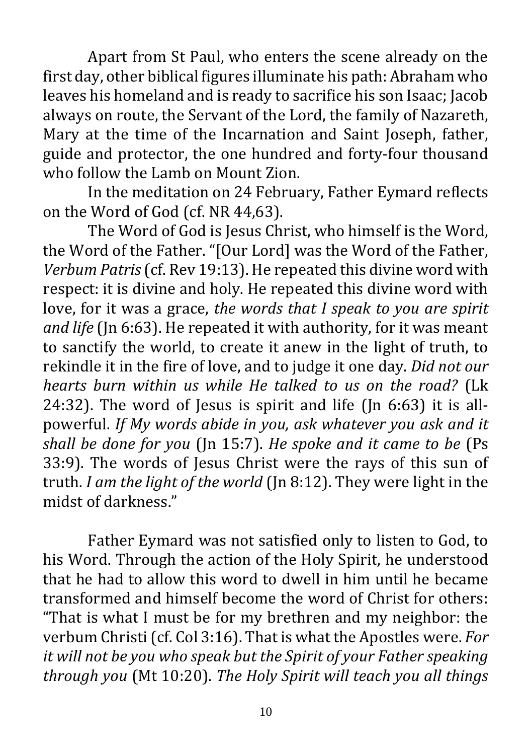Apart from St Paul, who enters the scene already on the first day, other biblical figures illuminate his path: Abraham who leaves his homeland and is ready to sacrifice his son Isaac; Jacob always on route, the Servant of the Lord, the family of Nazareth, Mary at the time of the Incarnation and Saint Joseph, father, guide and protector, the one hundred and forty-four thousand who follow the Lamb on Mount Zion.

In the meditation on 24 February, Father Eymard reflects on the Word of God (cf. NR 44,63).

The Word of God is Jesus Christ, who himself is the Word, the Word of the Father. "[Our Lord] was the Word of the Father, *Verbum Patris* (cf. Rev 19:13). He repeated this divine word with respect: it is divine and holy. He repeated this divine word with love, for it was a grace, *the words that I speak to you are spirit and life* (Jn 6:63). He repeated it with authority, for it was meant to sanctify the world, to create it anew in the light of truth, to rekindle it in the fire of love, and to judge it one day. *Did not our hearts burn within us while He talked to us on the road?* (Lk 24:32). The word of Jesus is spirit and life (Jn 6:63) it is all-powerful. *If My words abide in you, ask whatever you ask and it shall be done for you* (Jn 15:7). *He spoke and it came to be* (Ps 33:9). The words of Jesus Christ were the rays of this sun of truth. *I am the light of the world* (Jn 8:12). They were light in the midst of darkness."

Father Eymard was not satisfied only to listen to God, to his Word. Through the action of the Holy Spirit, he understood that he had to allow this word to dwell in him until he became transformed and himself become the word of Christ for others: "That is what I must be for my brethren and my neighbor: the verbum Christi (cf. Col 3:16). That is what the Apostles were. *For it will not be you who speak but the Spirit of your Father speaking through you* (Mt 10:20). *The Holy Spirit will teach you all things*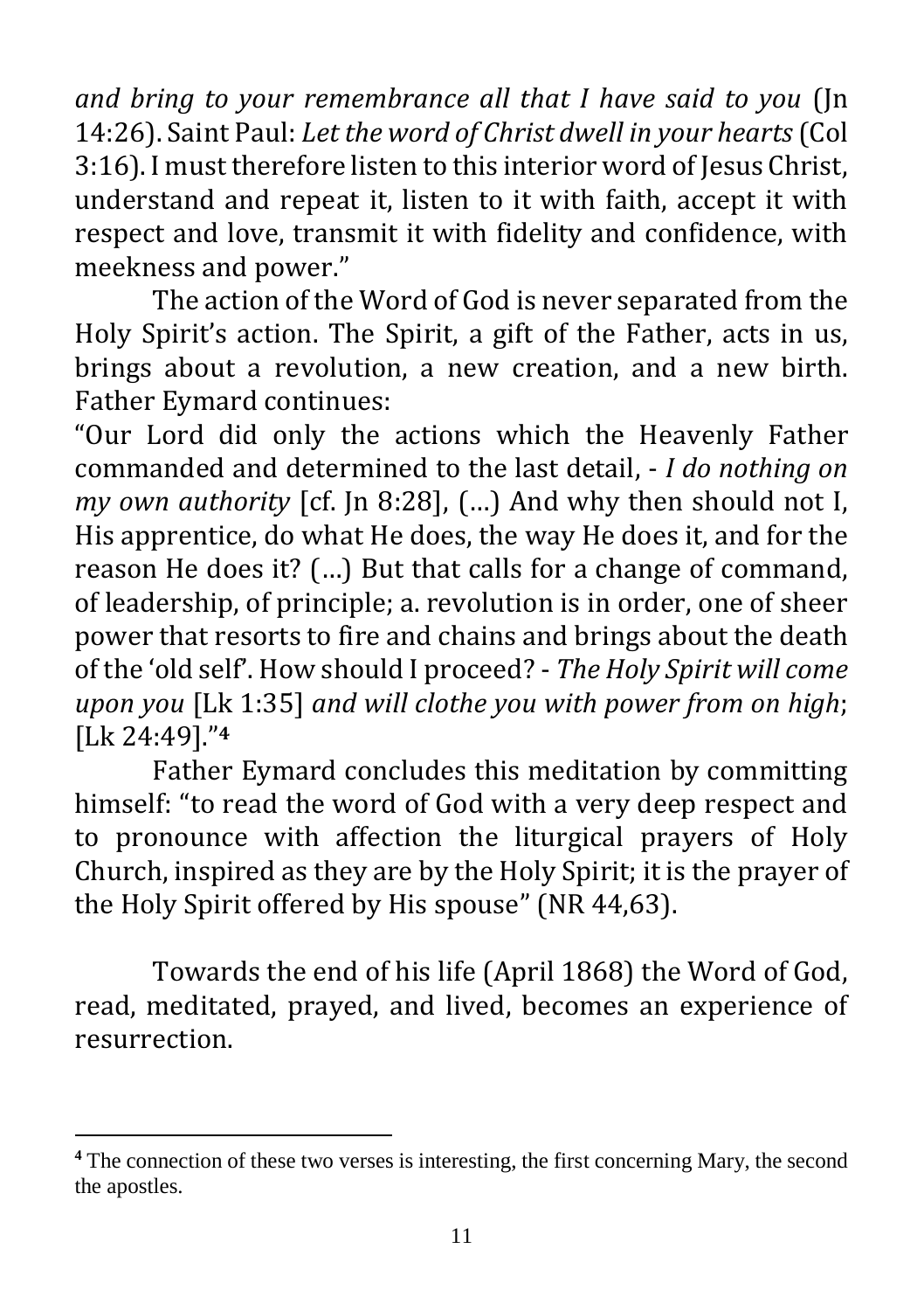*and bring to your remembrance all that I have said to you* (Jn 14:26). Saint Paul: *Let the word of Christ dwell in your hearts* (Col 3:16). I must therefore listen to this interior word of Jesus Christ, understand and repeat it, listen to it with faith, accept it with respect and love, transmit it with fidelity and confidence, with meekness and power."

The action of the Word of God is never separated from the Holy Spirit's action. The Spirit, a gift of the Father, acts in us, brings about a revolution, a new creation, and a new birth. Father Eymard continues:

"Our Lord did only the actions which the Heavenly Father commanded and determined to the last detail, - *I do nothing on my own authority* [cf. Jn 8:28], (…) And why then should not I, His apprentice, do what He does, the way He does it, and for the reason He does it? (…) But that calls for a change of command, of leadership, of principle; a. revolution is in order, one of sheer power that resorts to fire and chains and brings about the death of the 'old self'. How should I proceed? - *The Holy Spirit will come upon you* [Lk 1:35] *and will clothe you with power from on high*; [Lk 24:49]."[4]

Father Eymard concludes this meditation by committing himself: "to read the word of God with a very deep respect and to pronounce with affection the liturgical prayers of Holy Church, inspired as they are by the Holy Spirit; it is the prayer of the Holy Spirit offered by His spouse" (NR 44,63).

Towards the end of his life (April 1868) the Word of God, read, meditated, prayed, and lived, becomes an experience of resurrection.

---

[4] The connection of these two verses is interesting, the first concerning Mary, the second the apostles.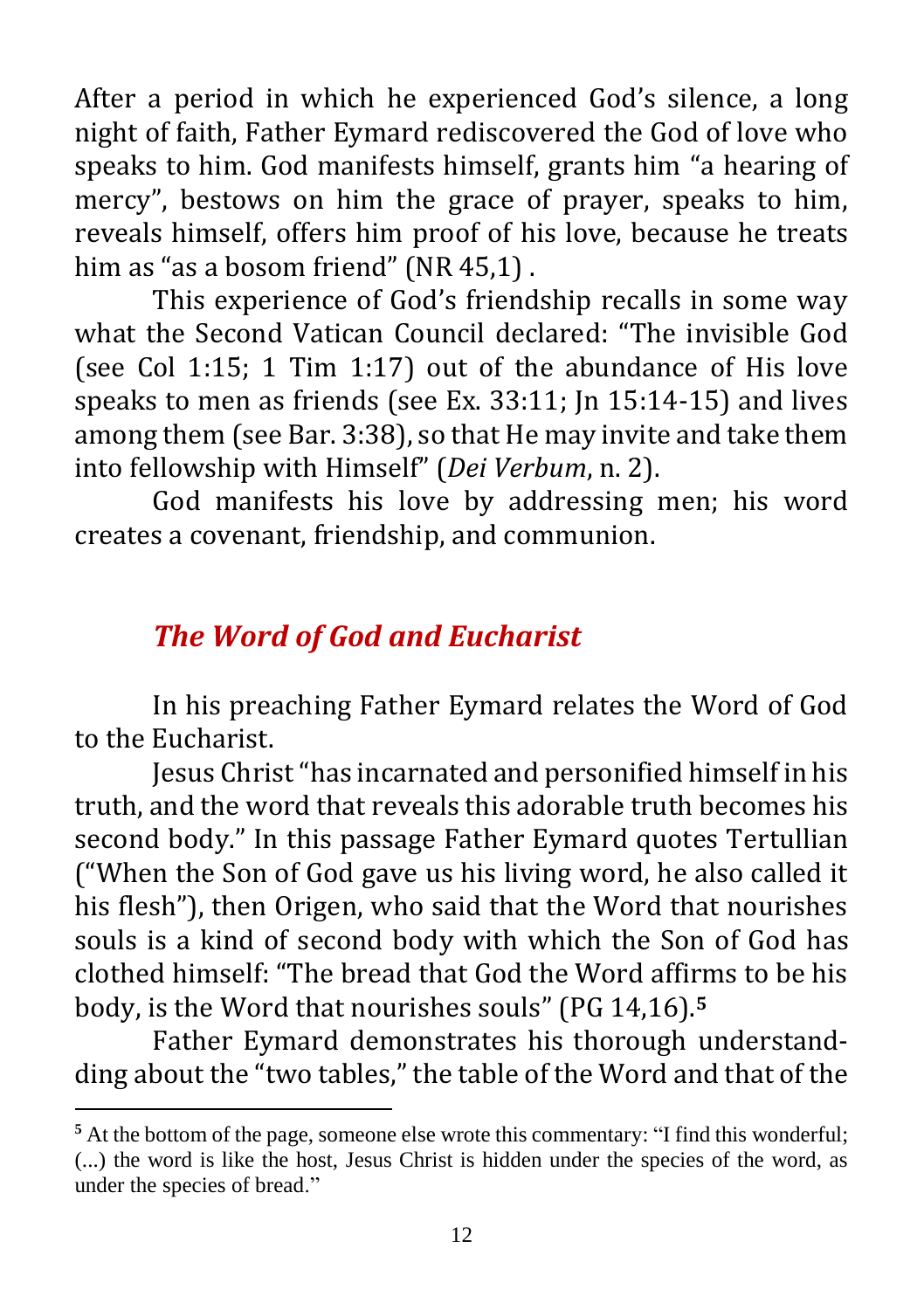After a period in which he experienced God's silence, a long night of faith, Father Eymard rediscovered the God of love who speaks to him. God manifests himself, grants him "a hearing of mercy", bestows on him the grace of prayer, speaks to him, reveals himself, offers him proof of his love, because he treats him as "as a bosom friend" (NR 45,1) .

This experience of God's friendship recalls in some way what the Second Vatican Council declared: "The invisible God (see Col 1:15; 1 Tim 1:17) out of the abundance of His love speaks to men as friends (see Ex. 33:11; Jn 15:14-15) and lives among them (see Bar. 3:38), so that He may invite and take them into fellowship with Himself" (*Dei Verbum*, n. 2).

God manifests his love by addressing men; his word creates a covenant, friendship, and communion.

## *The Word of God and Eucharist*

In his preaching Father Eymard relates the Word of God to the Eucharist.

Jesus Christ "has incarnated and personified himself in his truth, and the word that reveals this adorable truth becomes his second body." In this passage Father Eymard quotes Tertullian ("When the Son of God gave us his living word, he also called it his flesh"), then Origen, who said that the Word that nourishes souls is a kind of second body with which the Son of God has clothed himself: "The bread that God the Word affirms to be his body, is the Word that nourishes souls" (PG 14,16).[5]

Father Eymard demonstrates his thorough understandding about the "two tables," the table of the Word and that of the

---

[5] At the bottom of the page, someone else wrote this commentary: "I find this wonderful; (...) the word is like the host, Jesus Christ is hidden under the species of the word, as under the species of bread."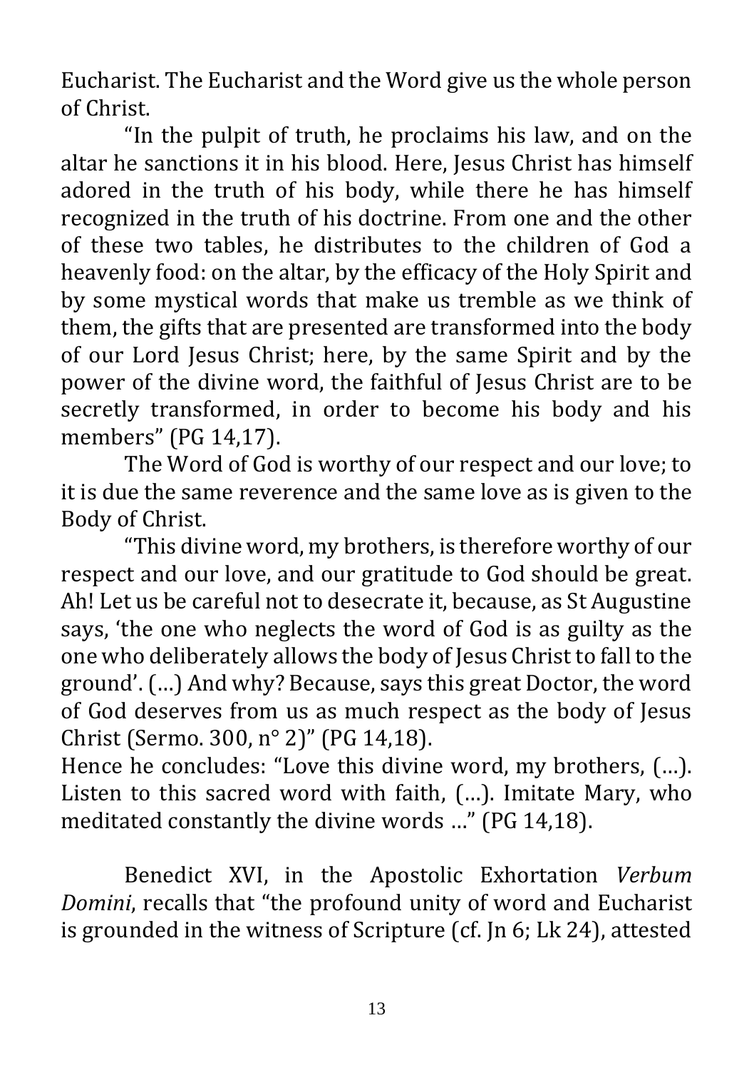Eucharist. The Eucharist and the Word give us the whole person of Christ.

"In the pulpit of truth, he proclaims his law, and on the altar he sanctions it in his blood. Here, Jesus Christ has himself adored in the truth of his body, while there he has himself recognized in the truth of his doctrine. From one and the other of these two tables, he distributes to the children of God a heavenly food: on the altar, by the efficacy of the Holy Spirit and by some mystical words that make us tremble as we think of them, the gifts that are presented are transformed into the body of our Lord Jesus Christ; here, by the same Spirit and by the power of the divine word, the faithful of Jesus Christ are to be secretly transformed, in order to become his body and his members" (PG 14,17).

The Word of God is worthy of our respect and our love; to it is due the same reverence and the same love as is given to the Body of Christ.

"This divine word, my brothers, is therefore worthy of our respect and our love, and our gratitude to God should be great. Ah! Let us be careful not to desecrate it, because, as St Augustine says, 'the one who neglects the word of God is as guilty as the one who deliberately allows the body of Jesus Christ to fall to the ground'. (…) And why? Because, says this great Doctor, the word of God deserves from us as much respect as the body of Jesus Christ (Sermo. 300, n° 2)" (PG 14,18).

Hence he concludes: "Love this divine word, my brothers, (…). Listen to this sacred word with faith, (…). Imitate Mary, who meditated constantly the divine words …" (PG 14,18).

Benedict XVI, in the Apostolic Exhortation *Verbum Domini*, recalls that "the profound unity of word and Eucharist is grounded in the witness of Scripture (cf. Jn 6; Lk 24), attested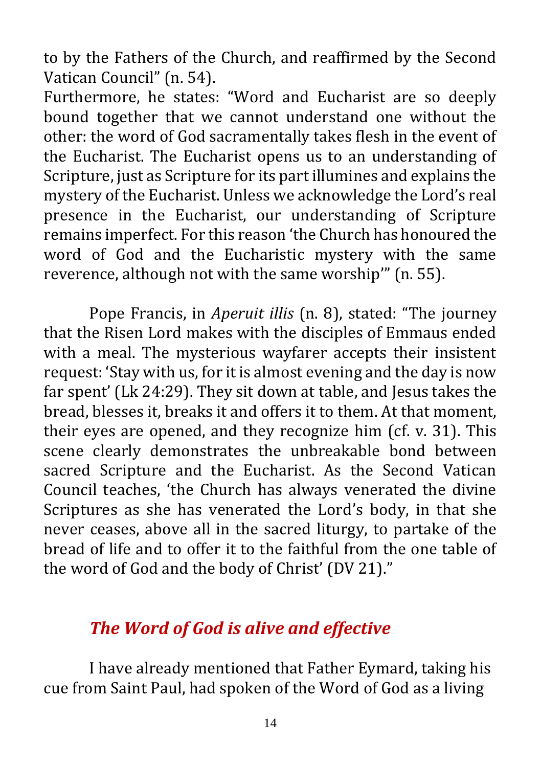to by the Fathers of the Church, and reaffirmed by the Second Vatican Council" (n. 54).

Furthermore, he states: "Word and Eucharist are so deeply bound together that we cannot understand one without the other: the word of God sacramentally takes flesh in the event of the Eucharist. The Eucharist opens us to an understanding of Scripture, just as Scripture for its part illumines and explains the mystery of the Eucharist. Unless we acknowledge the Lord's real presence in the Eucharist, our understanding of Scripture remains imperfect. For this reason 'the Church has honoured the word of God and the Eucharistic mystery with the same reverence, although not with the same worship'" (n. 55).

Pope Francis, in *Aperuit illis* (n. 8), stated: "The journey that the Risen Lord makes with the disciples of Emmaus ended with a meal. The mysterious wayfarer accepts their insistent request: 'Stay with us, for it is almost evening and the day is now far spent' (Lk 24:29). They sit down at table, and Jesus takes the bread, blesses it, breaks it and offers it to them. At that moment, their eyes are opened, and they recognize him (cf. v. 31). This scene clearly demonstrates the unbreakable bond between sacred Scripture and the Eucharist. As the Second Vatican Council teaches, 'the Church has always venerated the divine Scriptures as she has venerated the Lord's body, in that she never ceases, above all in the sacred liturgy, to partake of the bread of life and to offer it to the faithful from the one table of the word of God and the body of Christ' (DV 21)."

## *The Word of God is alive and effective*

I have already mentioned that Father Eymard, taking his cue from Saint Paul, had spoken of the Word of God as a living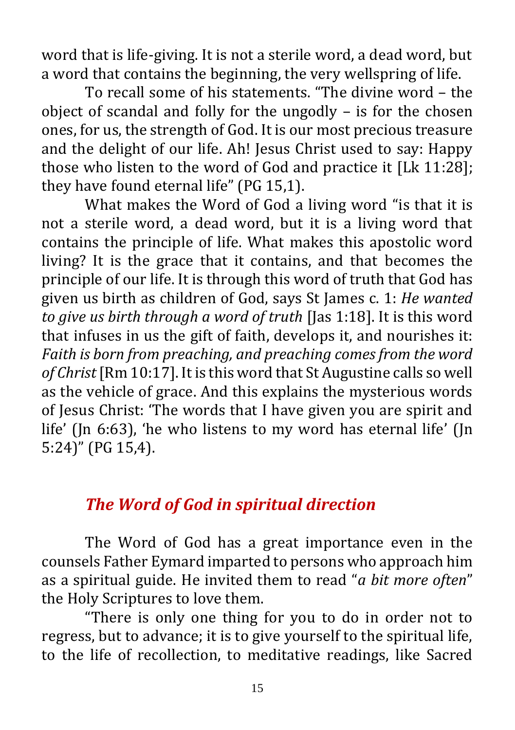word that is life-giving. It is not a sterile word, a dead word, but a word that contains the beginning, the very wellspring of life.

To recall some of his statements. "The divine word – the object of scandal and folly for the ungodly – is for the chosen ones, for us, the strength of God. It is our most precious treasure and the delight of our life. Ah! Jesus Christ used to say: Happy those who listen to the word of God and practice it [Lk 11:28]; they have found eternal life" (PG 15,1).

What makes the Word of God a living word "is that it is not a sterile word, a dead word, but it is a living word that contains the principle of life. What makes this apostolic word living? It is the grace that it contains, and that becomes the principle of our life. It is through this word of truth that God has given us birth as children of God, says St James c. 1: *He wanted to give us birth through a word of truth* [Jas 1:18]. It is this word that infuses in us the gift of faith, develops it, and nourishes it: *Faith is born from preaching, and preaching comes from the word of Christ* [Rm 10:17]. It is this word that St Augustine calls so well as the vehicle of grace. And this explains the mysterious words of Jesus Christ: 'The words that I have given you are spirit and life' (Jn 6:63), 'he who listens to my word has eternal life' (Jn 5:24)" (PG 15,4).

## *The Word of God in spiritual direction*

The Word of God has a great importance even in the counsels Father Eymard imparted to persons who approach him as a spiritual guide. He invited them to read "*a bit more often*" the Holy Scriptures to love them.

"There is only one thing for you to do in order not to regress, but to advance; it is to give yourself to the spiritual life, to the life of recollection, to meditative readings, like Sacred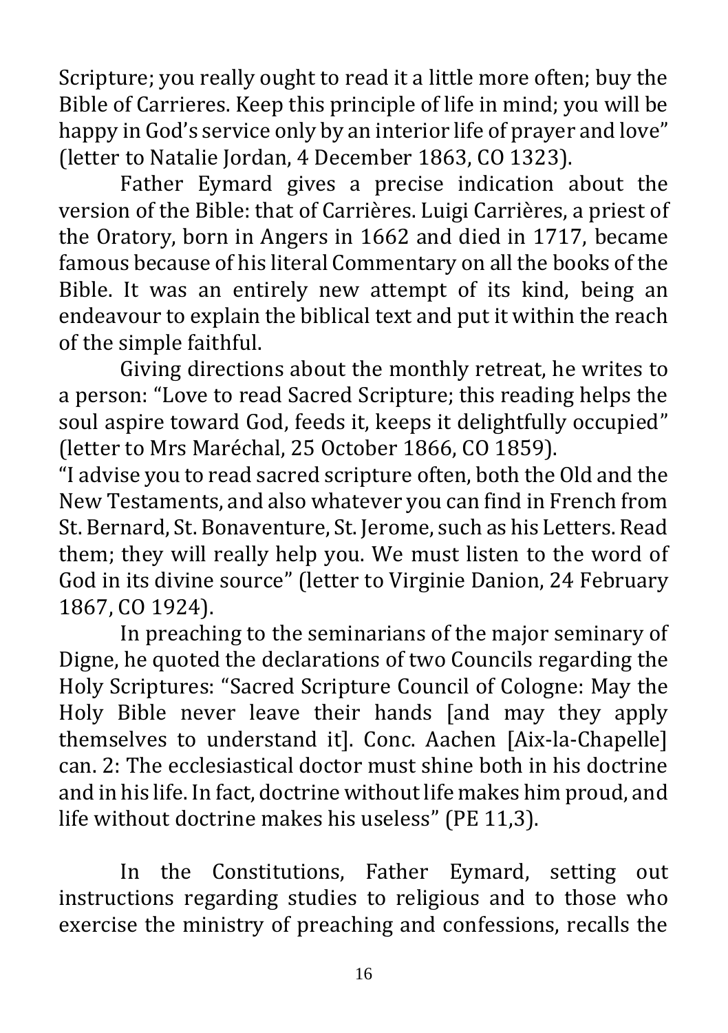Scripture; you really ought to read it a little more often; buy the Bible of Carrieres. Keep this principle of life in mind; you will be happy in God's service only by an interior life of prayer and love" (letter to Natalie Jordan, 4 December 1863, CO 1323).

Father Eymard gives a precise indication about the version of the Bible: that of Carrières. Luigi Carrières, a priest of the Oratory, born in Angers in 1662 and died in 1717, became famous because of his literal Commentary on all the books of the Bible. It was an entirely new attempt of its kind, being an endeavour to explain the biblical text and put it within the reach of the simple faithful.

Giving directions about the monthly retreat, he writes to a person: "Love to read Sacred Scripture; this reading helps the soul aspire toward God, feeds it, keeps it delightfully occupied" (letter to Mrs Maréchal, 25 October 1866, CO 1859).

"I advise you to read sacred scripture often, both the Old and the New Testaments, and also whatever you can find in French from St. Bernard, St. Bonaventure, St. Jerome, such as his Letters. Read them; they will really help you. We must listen to the word of God in its divine source" (letter to Virginie Danion, 24 February 1867, CO 1924).

In preaching to the seminarians of the major seminary of Digne, he quoted the declarations of two Councils regarding the Holy Scriptures: "Sacred Scripture Council of Cologne: May the Holy Bible never leave their hands [and may they apply themselves to understand it]. Conc. Aachen [Aix-la-Chapelle] can. 2: The ecclesiastical doctor must shine both in his doctrine and in his life. In fact, doctrine without life makes him proud, and life without doctrine makes his useless" (PE 11,3).

In the Constitutions, Father Eymard, setting out instructions regarding studies to religious and to those who exercise the ministry of preaching and confessions, recalls the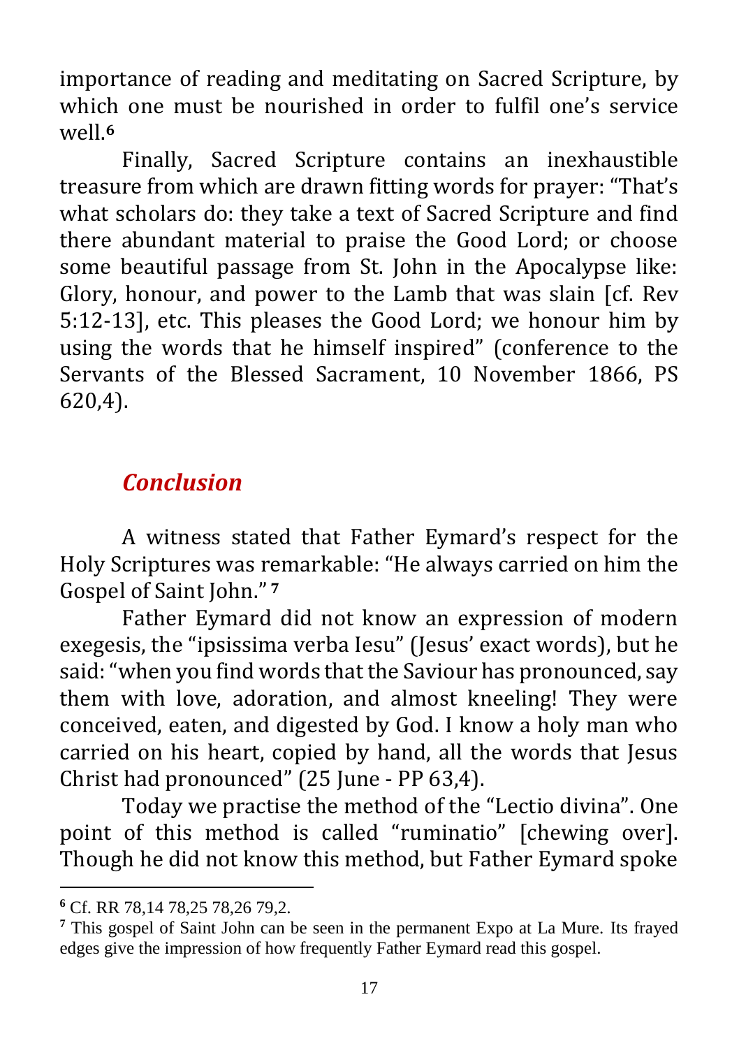importance of reading and meditating on Sacred Scripture, by which one must be nourished in order to fulfil one's service well.[6]

Finally, Sacred Scripture contains an inexhaustible treasure from which are drawn fitting words for prayer: "That's what scholars do: they take a text of Sacred Scripture and find there abundant material to praise the Good Lord; or choose some beautiful passage from St. John in the Apocalypse like: Glory, honour, and power to the Lamb that was slain [cf. Rev 5:12-13], etc. This pleases the Good Lord; we honour him by using the words that he himself inspired" (conference to the Servants of the Blessed Sacrament, 10 November 1866, PS 620,4).

## *Conclusion*

A witness stated that Father Eymard's respect for the Holy Scriptures was remarkable: "He always carried on him the Gospel of Saint John." [7]

Father Eymard did not know an expression of modern exegesis, the "ipsissima verba Iesu" (Jesus' exact words), but he said: "when you find words that the Saviour has pronounced, say them with love, adoration, and almost kneeling! They were conceived, eaten, and digested by God. I know a holy man who carried on his heart, copied by hand, all the words that Jesus Christ had pronounced" (25 June - PP 63,4).

Today we practise the method of the "Lectio divina". One point of this method is called "ruminatio" [chewing over]. Though he did not know this method, but Father Eymard spoke

---

[6] Cf. RR 78,14 78,25 78,26 79,2.

[7] This gospel of Saint John can be seen in the permanent Expo at La Mure. Its frayed edges give the impression of how frequently Father Eymard read this gospel.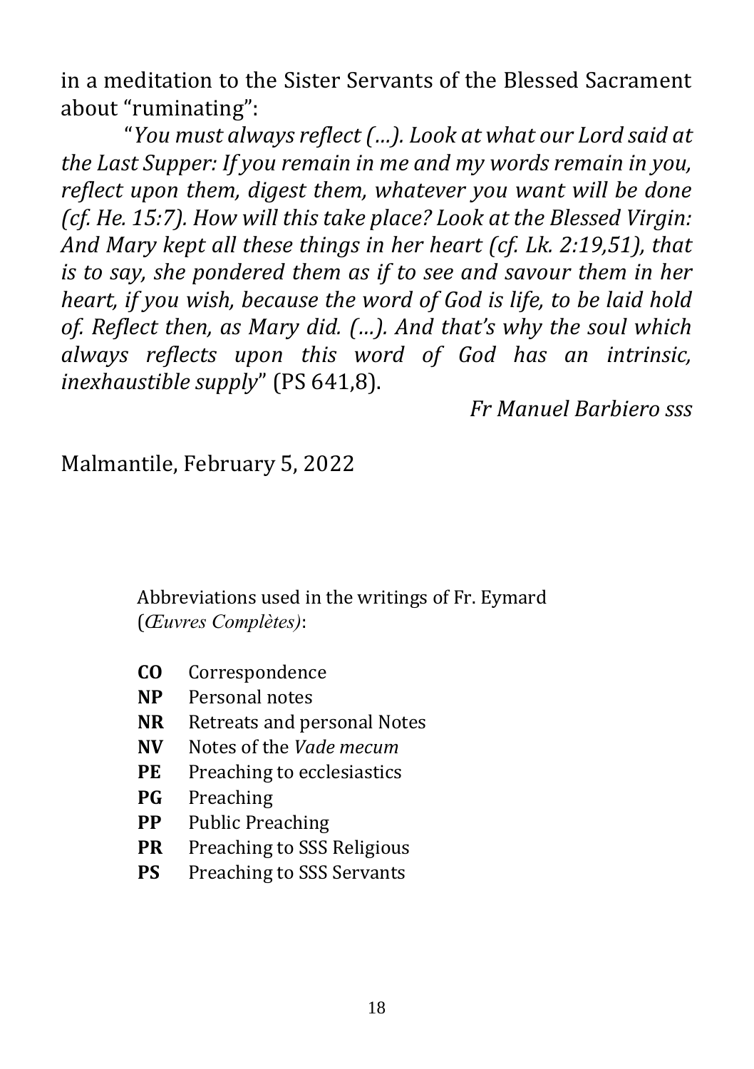in a meditation to the Sister Servants of the Blessed Sacrament about "ruminating":

"*You must always reflect (…). Look at what our Lord said at the Last Supper: If you remain in me and my words remain in you, reflect upon them, digest them, whatever you want will be done (cf. He. 15:7). How will this take place? Look at the Blessed Virgin: And Mary kept all these things in her heart (cf. Lk. 2:19,51), that is to say, she pondered them as if to see and savour them in her heart, if you wish, because the word of God is life, to be laid hold of. Reflect then, as Mary did. (…). And that's why the soul which always reflects upon this word of God has an intrinsic, inexhaustible supply*" (PS 641,8).

*Fr Manuel Barbiero sss*

Malmantile, February 5, 2022

Abbreviations used in the writings of Fr. Eymard (*Œuvres Complètes)*:

- **CO** Correspondence
- **NP** Personal notes
- **NR** Retreats and personal Notes
- **NV** Notes of the *Vade mecum*
- **PE** Preaching to ecclesiastics
- **PG** Preaching
- **PP** Public Preaching
- **PR** Preaching to SSS Religious
- **PS** Preaching to SSS Servants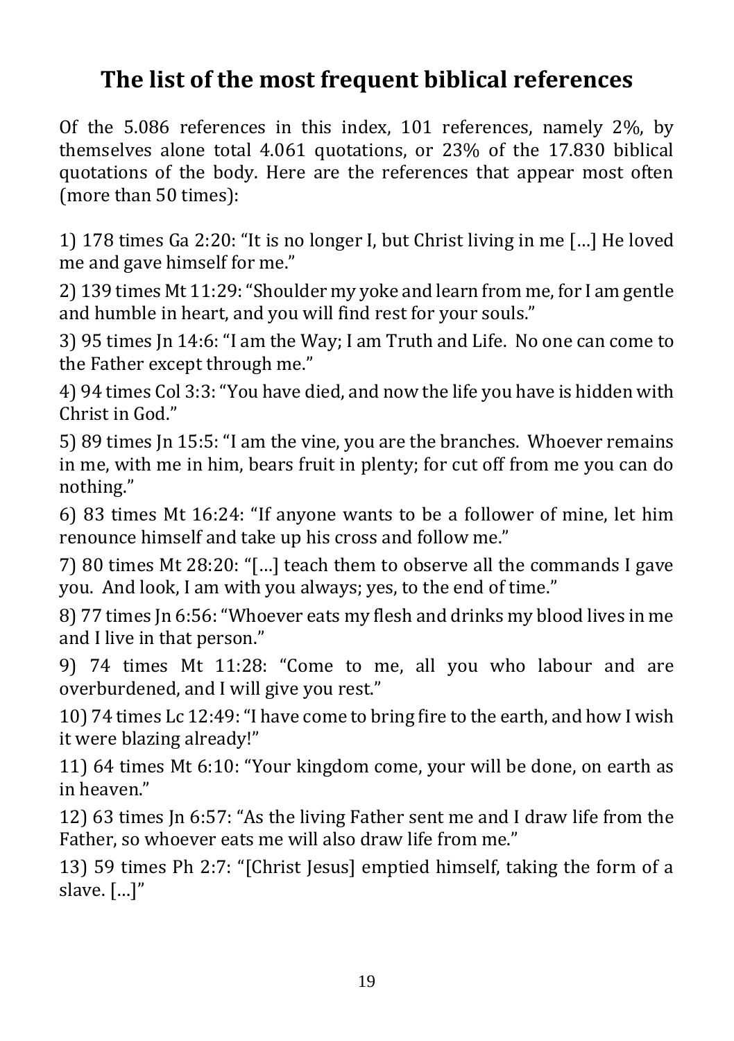# The list of the most frequent biblical references

Of the 5.086 references in this index, 101 references, namely 2%, by themselves alone total 4.061 quotations, or 23% of the 17.830 biblical quotations of the body. Here are the references that appear most often (more than 50 times):

1) 178 times Ga 2:20: "It is no longer I, but Christ living in me […] He loved me and gave himself for me."

2) 139 times Mt 11:29: "Shoulder my yoke and learn from me, for I am gentle and humble in heart, and you will find rest for your souls."

3) 95 times Jn 14:6: "I am the Way; I am Truth and Life. No one can come to the Father except through me."

4) 94 times Col 3:3: "You have died, and now the life you have is hidden with Christ in God."

5) 89 times Jn 15:5: "I am the vine, you are the branches. Whoever remains in me, with me in him, bears fruit in plenty; for cut off from me you can do nothing."

6) 83 times Mt 16:24: "If anyone wants to be a follower of mine, let him renounce himself and take up his cross and follow me."

7) 80 times Mt 28:20: "[…] teach them to observe all the commands I gave you. And look, I am with you always; yes, to the end of time."

8) 77 times Jn 6:56: "Whoever eats my flesh and drinks my blood lives in me and I live in that person."

9) 74 times Mt 11:28: "Come to me, all you who labour and are overburdened, and I will give you rest."

10) 74 times Lc 12:49: "I have come to bring fire to the earth, and how I wish it were blazing already!"

11) 64 times Mt 6:10: "Your kingdom come, your will be done, on earth as in heaven."

12) 63 times Jn 6:57: "As the living Father sent me and I draw life from the Father, so whoever eats me will also draw life from me."

13) 59 times Ph 2:7: "[Christ Jesus] emptied himself, taking the form of a slave. […]"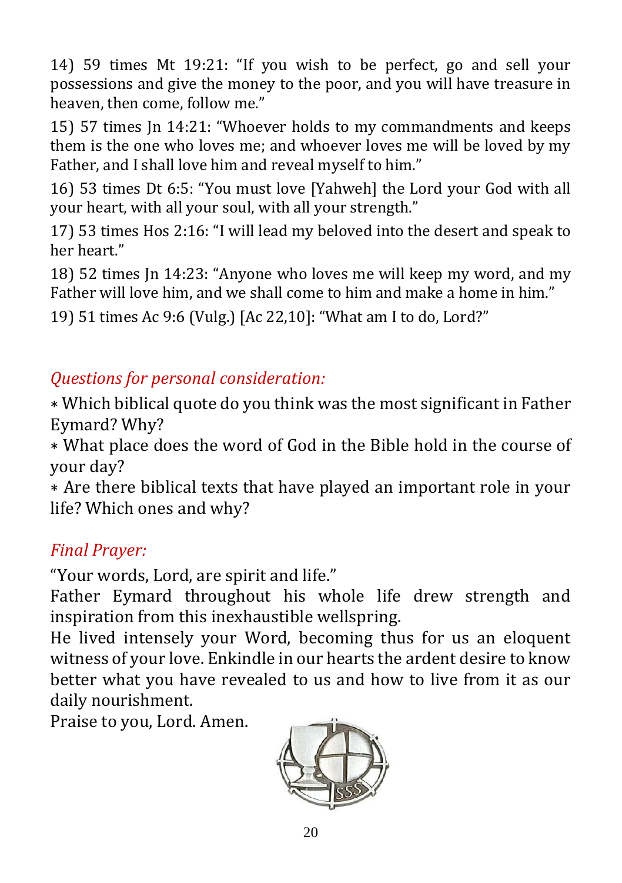14) 59 times Mt 19:21: "If you wish to be perfect, go and sell your possessions and give the money to the poor, and you will have treasure in heaven, then come, follow me."

15) 57 times Jn 14:21: "Whoever holds to my commandments and keeps them is the one who loves me; and whoever loves me will be loved by my Father, and I shall love him and reveal myself to him."

16) 53 times Dt 6:5: "You must love [Yahweh] the Lord your God with all your heart, with all your soul, with all your strength."

17) 53 times Hos 2:16: "I will lead my beloved into the desert and speak to her heart."

18) 52 times Jn 14:23: "Anyone who loves me will keep my word, and my Father will love him, and we shall come to him and make a home in him."

19) 51 times Ac 9:6 (Vulg.) [Ac 22,10]: "What am I to do, Lord?"

## *Questions for personal consideration:*

∗ Which biblical quote do you think was the most significant in Father Eymard? Why?
∗ What place does the word of God in the Bible hold in the course of your day?
∗ Are there biblical texts that have played an important role in your life? Which ones and why?

## *Final Prayer:*

"Your words, Lord, are spirit and life."
Father Eymard throughout his whole life drew strength and inspiration from this inexhaustible wellspring.
He lived intensely your Word, becoming thus for us an eloquent witness of your love. Enkindle in our hearts the ardent desire to know better what you have revealed to us and how to live from it as our daily nourishment.
Praise to you, Lord. Amen.